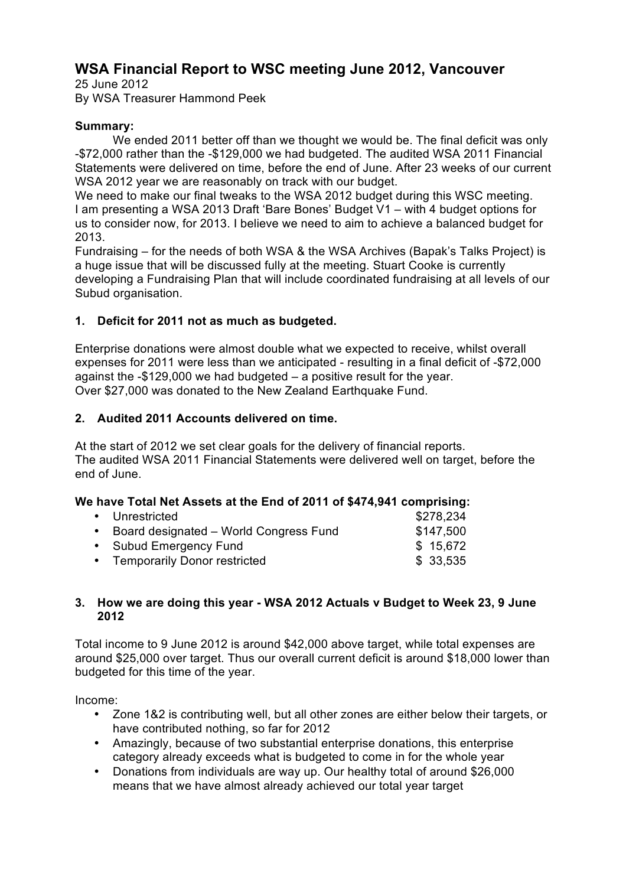# WSA Financial Report to WSC meeting June 2012, Vancouver

25 June 2012
By WSA Treasurer Hammond Peek

**Summary:**

We ended 2011 better off than we thought we would be. The final deficit was only -$72,000 rather than the -$129,000 we had budgeted. The audited WSA 2011 Financial Statements were delivered on time, before the end of June. After 23 weeks of our current WSA 2012 year we are reasonably on track with our budget.

We need to make our final tweaks to the WSA 2012 budget during this WSC meeting.

I am presenting a WSA 2013 Draft 'Bare Bones' Budget V1 – with 4 budget options for us to consider now, for 2013. I believe we need to aim to achieve a balanced budget for 2013.

Fundraising – for the needs of both WSA & the WSA Archives (Bapak's Talks Project) is a huge issue that will be discussed fully at the meeting. Stuart Cooke is currently developing a Fundraising Plan that will include coordinated fundraising at all levels of our Subud organisation.

## 1. Deficit for 2011 not as much as budgeted.

Enterprise donations were almost double what we expected to receive, whilst overall expenses for 2011 were less than we anticipated - resulting in a final deficit of -$72,000 against the -$129,000 we had budgeted – a positive result for the year.

Over $27,000 was donated to the New Zealand Earthquake Fund.

## 2. Audited 2011 Accounts delivered on time.

At the start of 2012 we set clear goals for the delivery of financial reports.

The audited WSA 2011 Financial Statements were delivered well on target, before the end of June.

**We have Total Net Assets at the End of 2011 of $474,941 comprising:**

| | |
|---|---|
| • Unrestricted | $278,234 |
| • Board designated – World Congress Fund | $147,500 |
| • Subud Emergency Fund | $ 15,672 |
| • Temporarily Donor restricted | $ 33,535 |

## 3. How we are doing this year - WSA 2012 Actuals v Budget to Week 23, 9 June 2012

Total income to 9 June 2012 is around $42,000 above target, while total expenses are around $25,000 over target. Thus our overall current deficit is around $18,000 lower than budgeted for this time of the year.

Income:

- Zone 1&2 is contributing well, but all other zones are either below their targets, or have contributed nothing, so far for 2012
- Amazingly, because of two substantial enterprise donations, this enterprise category already exceeds what is budgeted to come in for the whole year
- Donations from individuals are way up. Our healthy total of around $26,000 means that we have almost already achieved our total year target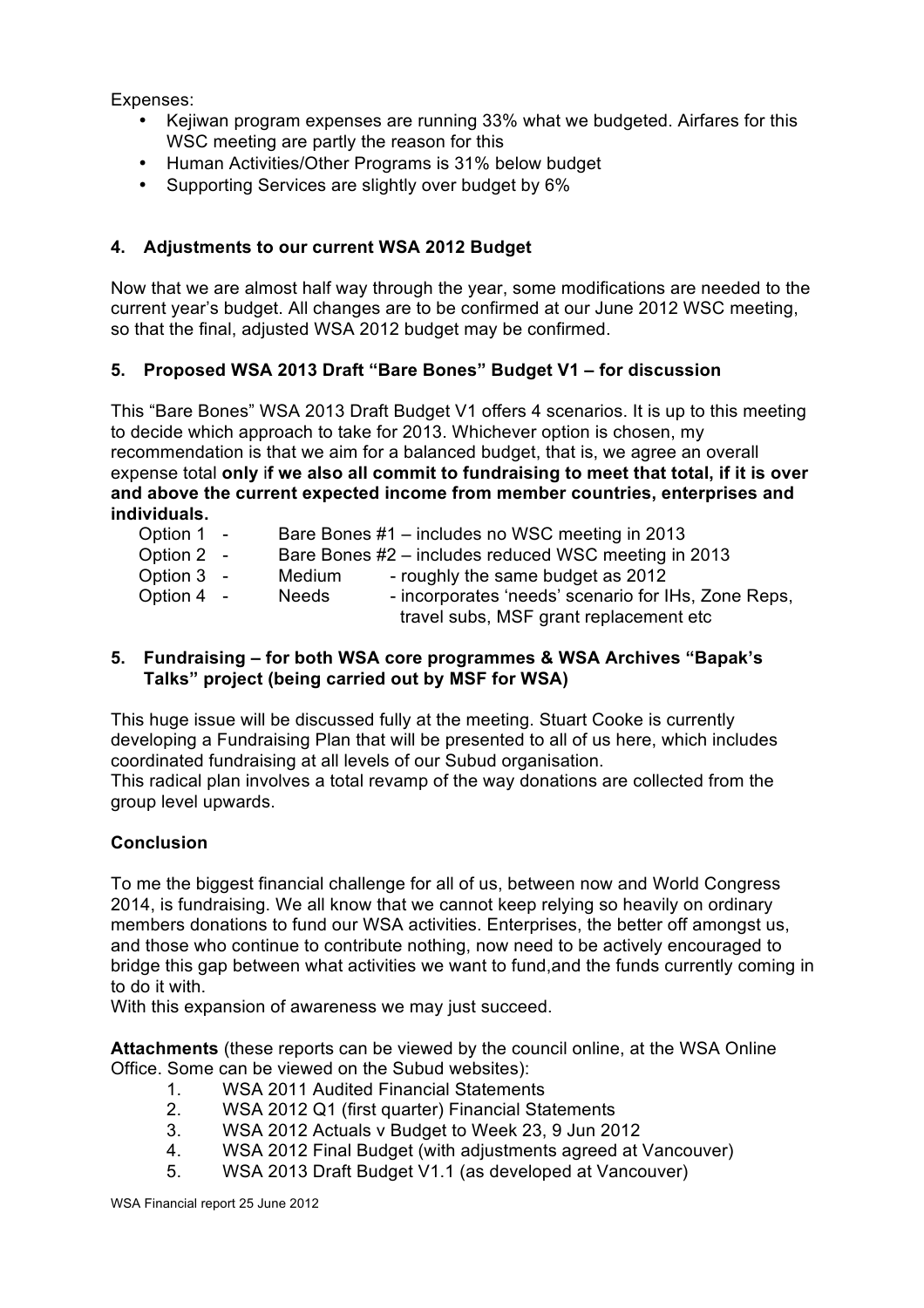Expenses:

- Kejiwan program expenses are running 33% what we budgeted. Airfares for this WSC meeting are partly the reason for this
- Human Activities/Other Programs is 31% below budget
- Supporting Services are slightly over budget by 6%

### 4. Adjustments to our current WSA 2012 Budget

Now that we are almost half way through the year, some modifications are needed to the current year's budget. All changes are to be confirmed at our June 2012 WSC meeting, so that the final, adjusted WSA 2012 budget may be confirmed.

### 5. Proposed WSA 2013 Draft "Bare Bones" Budget V1 – for discussion

This "Bare Bones" WSA 2013 Draft Budget V1 offers 4 scenarios. It is up to this meeting to decide which approach to take for 2013. Whichever option is chosen, my recommendation is that we aim for a balanced budget, that is, we agree an overall expense total **only** i**f we also all commit to fundraising to meet that total, if it is over and above the current expected income from member countries, enterprises and individuals.**

| | | |
|---|---|---|
| Option 1 - | Bare Bones #1 – includes no WSC meeting in 2013 | |
| Option 2 - | Bare Bones #2 – includes reduced WSC meeting in 2013 | |
| Option 3 - | Medium | - roughly the same budget as 2012 |
| Option 4 - | Needs | - incorporates 'needs' scenario for IHs, Zone Reps, travel subs, MSF grant replacement etc |

### 5. Fundraising – for both WSA core programmes & WSA Archives "Bapak's Talks" project (being carried out by MSF for WSA)

This huge issue will be discussed fully at the meeting. Stuart Cooke is currently developing a Fundraising Plan that will be presented to all of us here, which includes coordinated fundraising at all levels of our Subud organisation.
This radical plan involves a total revamp of the way donations are collected from the group level upwards.

### Conclusion

To me the biggest financial challenge for all of us, between now and World Congress 2014, is fundraising. We all know that we cannot keep relying so heavily on ordinary members donations to fund our WSA activities. Enterprises, the better off amongst us, and those who continue to contribute nothing, now need to be actively encouraged to bridge this gap between what activities we want to fund,and the funds currently coming in to do it with.
With this expansion of awareness we may just succeed.

**Attachments** (these reports can be viewed by the council online, at the WSA Online Office. Some can be viewed on the Subud websites):

1. WSA 2011 Audited Financial Statements
2. WSA 2012 Q1 (first quarter) Financial Statements
3. WSA 2012 Actuals v Budget to Week 23, 9 Jun 2012
4. WSA 2012 Final Budget (with adjustments agreed at Vancouver)
5. WSA 2013 Draft Budget V1.1 (as developed at Vancouver)